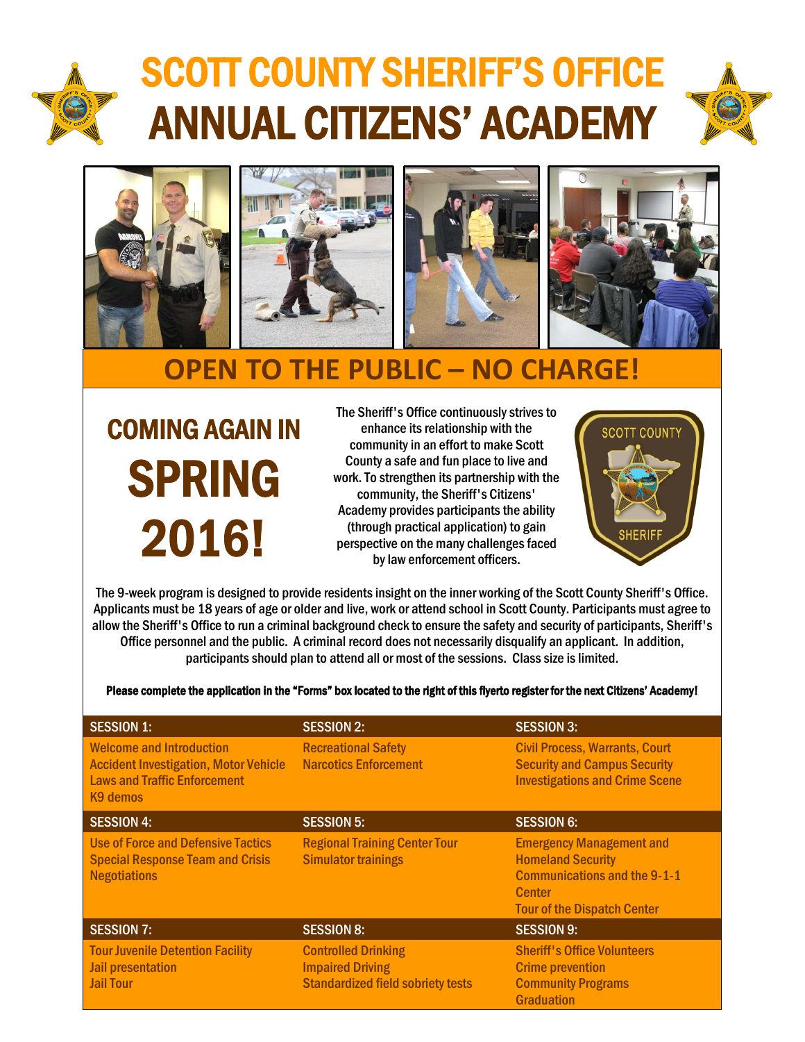# SCOTT COUNTY SHERIFF'S OFFICE
# ANNUAL CITIZENS' ACADEMY

## OPEN TO THE PUBLIC – NO CHARGE!

## COMING AGAIN IN SPRING 2016!

The Sheriff's Office continuously strives to enhance its relationship with the community in an effort to make Scott County a safe and fun place to live and work. To strengthen its partnership with the community, the Sheriff's Citizens' Academy provides participants the ability (through practical application) to gain perspective on the many challenges faced by law enforcement officers.

SCOTT COUNTY SHERIFF

The 9-week program is designed to provide residents insight on the inner working of the Scott County Sheriff's Office. Applicants must be 18 years of age or older and live, work or attend school in Scott County. Participants must agree to allow the Sheriff's Office to run a criminal background check to ensure the safety and security of participants, Sheriff's Office personnel and the public. A criminal record does not necessarily disqualify an applicant. In addition, participants should plan to attend all or most of the sessions. Class size is limited.

**Please complete the application in the "Forms" box located to the right of this flyerto register for the next Citizens' Academy!**

| SESSION 1: | SESSION 2: | SESSION 3: |
|---|---|---|
| Welcome and Introduction<br>Accident Investigation, Motor Vehicle Laws and Traffic Enforcement<br>K9 demos | Recreational Safety<br>Narcotics Enforcement | Civil Process, Warrants, Court Security and Campus Security<br>Investigations and Crime Scene |
| **SESSION 4:** | **SESSION 5:** | **SESSION 6:** |
| Use of Force and Defensive Tactics<br>Special Response Team and Crisis Negotiations | Regional Training Center Tour<br>Simulator trainings | Emergency Management and Homeland Security<br>Communications and the 9-1-1 Center<br>Tour of the Dispatch Center |
| **SESSION 7:** | **SESSION 8:** | **SESSION 9:** |
| Tour Juvenile Detention Facility<br>Jail presentation<br>Jail Tour | Controlled Drinking<br>Impaired Driving<br>Standardized field sobriety tests | Sheriff's Office Volunteers<br>Crime prevention<br>Community Programs<br>Graduation |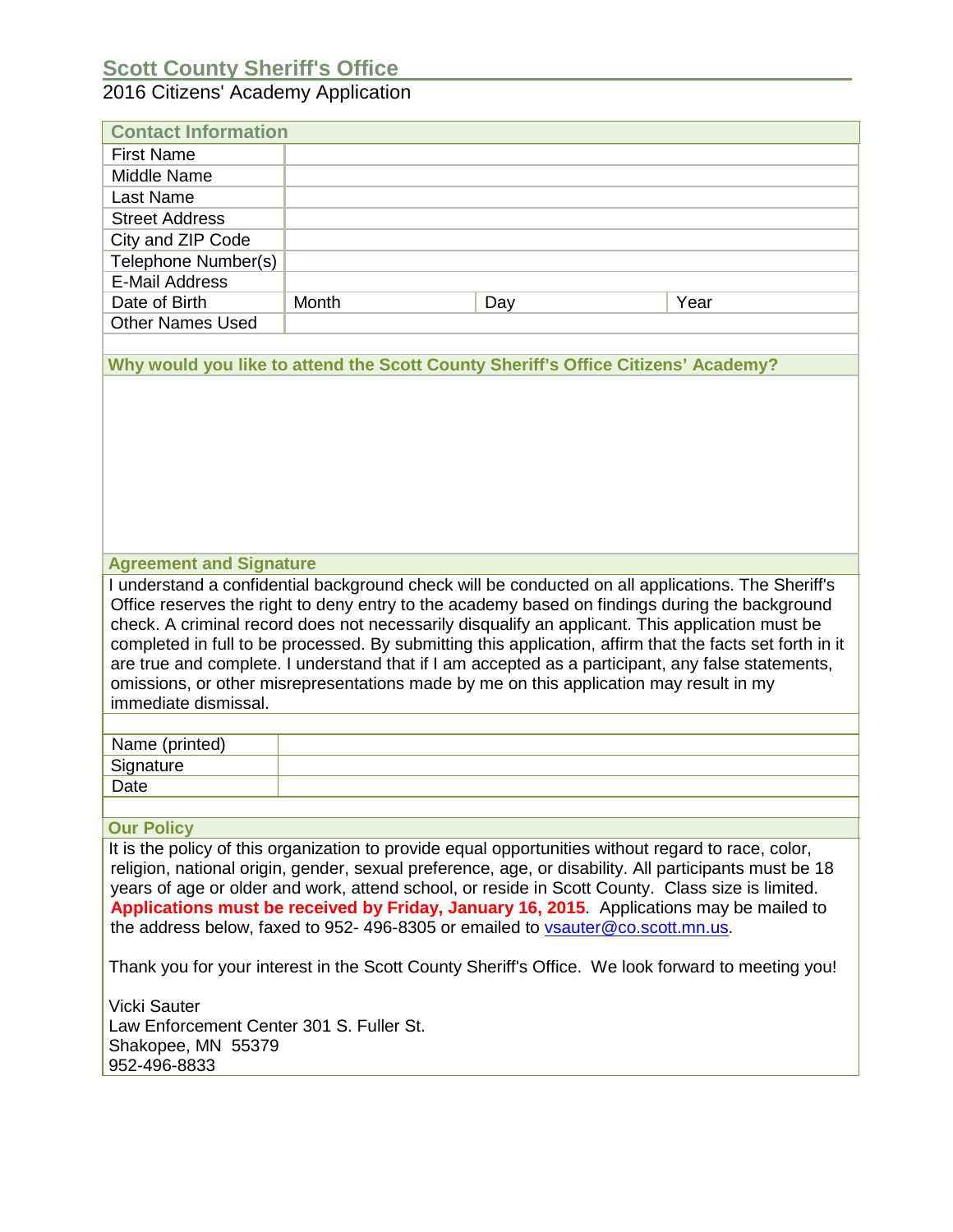## Scott County Sheriff's Office

2016 Citizens' Academy Application

### Contact Information

| | | | |
|---|---|---|---|
| First Name | | | |
| Middle Name | | | |
| Last Name | | | |
| Street Address | | | |
| City and ZIP Code | | | |
| Telephone Number(s) | | | |
| E-Mail Address | | | |
| Date of Birth | Month | Day | Year |
| Other Names Used | | | |

### Why would you like to attend the Scott County Sheriff's Office Citizens' Academy?

### Agreement and Signature

I understand a confidential background check will be conducted on all applications. The Sheriff's Office reserves the right to deny entry to the academy based on findings during the background check. A criminal record does not necessarily disqualify an applicant. This application must be completed in full to be processed. By submitting this application, affirm that the facts set forth in it are true and complete. I understand that if I am accepted as a participant, any false statements, omissions, or other misrepresentations made by me on this application may result in my immediate dismissal.

| | |
|---|---|
| Name (printed) | |
| Signature | |
| Date | |

### Our Policy

It is the policy of this organization to provide equal opportunities without regard to race, color, religion, national origin, gender, sexual preference, age, or disability. All participants must be 18 years of age or older and work, attend school, or reside in Scott County. Class size is limited. **Applications must be received by Friday, January 16, 2015**. Applications may be mailed to the address below, faxed to 952- 496-8305 or emailed to vsauter@co.scott.mn.us.

Thank you for your interest in the Scott County Sheriff's Office. We look forward to meeting you!

Vicki Sauter
Law Enforcement Center 301 S. Fuller St.
Shakopee, MN 55379
952-496-8833